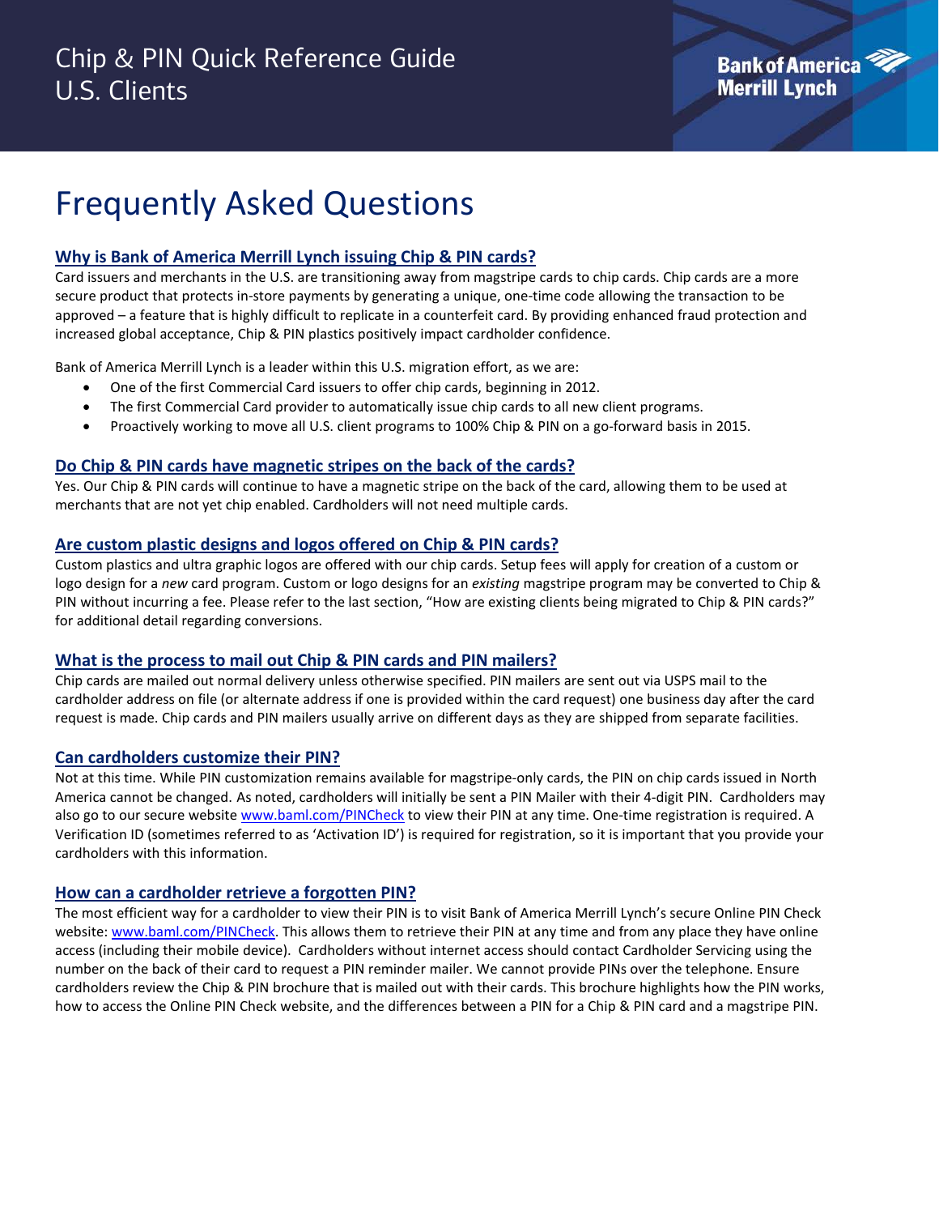# Chip & PIN Quick Reference Guide U.S. Clients

Bank of America Merrill Lynch

## Frequently Asked Questions

### Why is Bank of America Merrill Lynch issuing Chip & PIN cards?

Card issuers and merchants in the U.S. are transitioning away from magstripe cards to chip cards. Chip cards are a more secure product that protects in-store payments by generating a unique, one-time code allowing the transaction to be approved – a feature that is highly difficult to replicate in a counterfeit card. By providing enhanced fraud protection and increased global acceptance, Chip & PIN plastics positively impact cardholder confidence.

Bank of America Merrill Lynch is a leader within this U.S. migration effort, as we are:

- One of the first Commercial Card issuers to offer chip cards, beginning in 2012.
- The first Commercial Card provider to automatically issue chip cards to all new client programs.
- Proactively working to move all U.S. client programs to 100% Chip & PIN on a go-forward basis in 2015.

### Do Chip & PIN cards have magnetic stripes on the back of the cards?

Yes. Our Chip & PIN cards will continue to have a magnetic stripe on the back of the card, allowing them to be used at merchants that are not yet chip enabled. Cardholders will not need multiple cards.

### Are custom plastic designs and logos offered on Chip & PIN cards?

Custom plastics and ultra graphic logos are offered with our chip cards. Setup fees will apply for creation of a custom or logo design for a *new* card program. Custom or logo designs for an *existing* magstripe program may be converted to Chip & PIN without incurring a fee. Please refer to the last section, "How are existing clients being migrated to Chip & PIN cards?" for additional detail regarding conversions.

### What is the process to mail out Chip & PIN cards and PIN mailers?

Chip cards are mailed out normal delivery unless otherwise specified. PIN mailers are sent out via USPS mail to the cardholder address on file (or alternate address if one is provided within the card request) one business day after the card request is made. Chip cards and PIN mailers usually arrive on different days as they are shipped from separate facilities.

### Can cardholders customize their PIN?

Not at this time. While PIN customization remains available for magstripe-only cards, the PIN on chip cards issued in North America cannot be changed. As noted, cardholders will initially be sent a PIN Mailer with their 4-digit PIN. Cardholders may also go to our secure website www.baml.com/PINCheck to view their PIN at any time. One-time registration is required. A Verification ID (sometimes referred to as 'Activation ID') is required for registration, so it is important that you provide your cardholders with this information.

### How can a cardholder retrieve a forgotten PIN?

The most efficient way for a cardholder to view their PIN is to visit Bank of America Merrill Lynch's secure Online PIN Check website: www.baml.com/PINCheck. This allows them to retrieve their PIN at any time and from any place they have online access (including their mobile device). Cardholders without internet access should contact Cardholder Servicing using the number on the back of their card to request a PIN reminder mailer. We cannot provide PINs over the telephone. Ensure cardholders review the Chip & PIN brochure that is mailed out with their cards. This brochure highlights how the PIN works, how to access the Online PIN Check website, and the differences between a PIN for a Chip & PIN card and a magstripe PIN.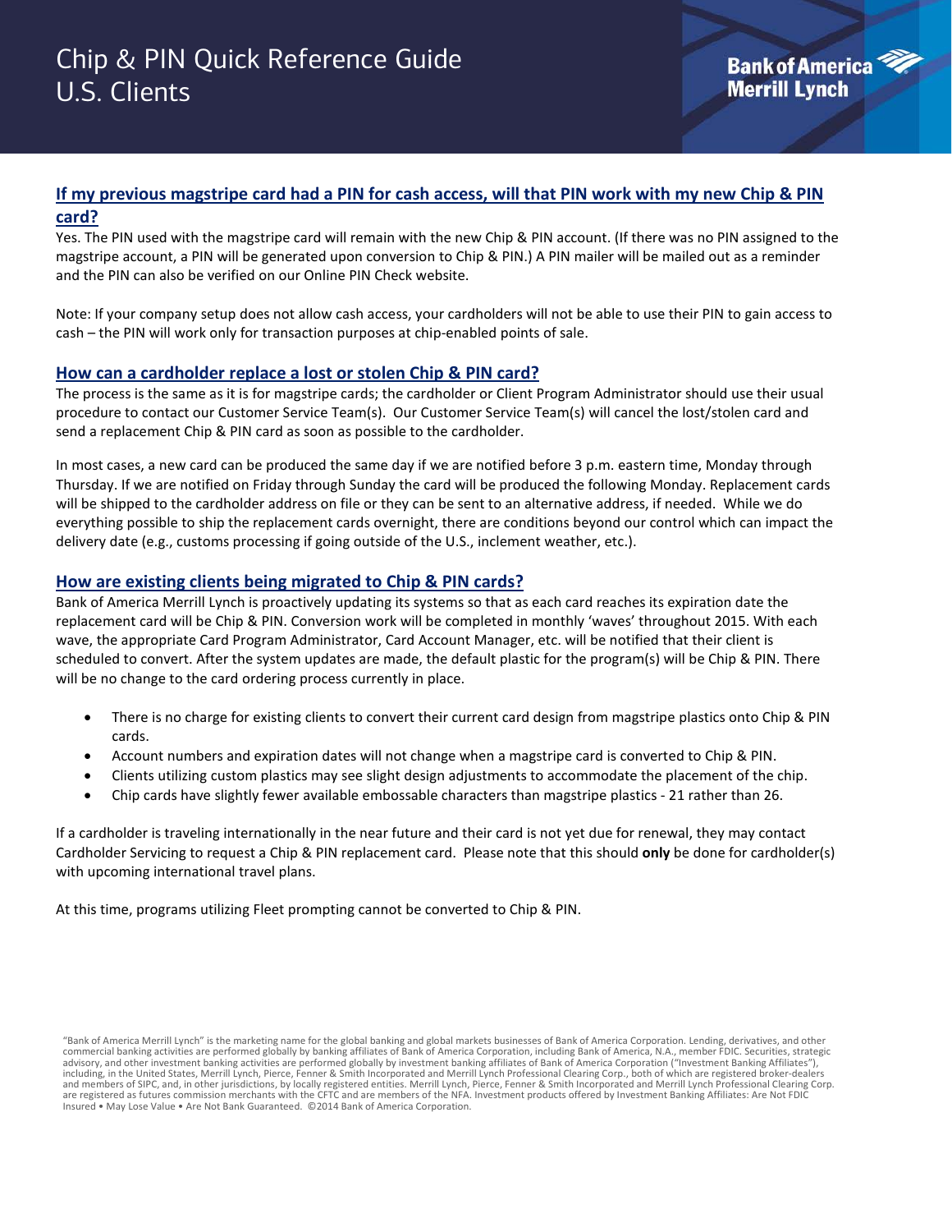## If my previous magstripe card had a PIN for cash access, will that PIN work with my new Chip & PIN card?

Yes. The PIN used with the magstripe card will remain with the new Chip & PIN account. (If there was no PIN assigned to the magstripe account, a PIN will be generated upon conversion to Chip & PIN.) A PIN mailer will be mailed out as a reminder and the PIN can also be verified on our Online PIN Check website.

Note: If your company setup does not allow cash access, your cardholders will not be able to use their PIN to gain access to cash – the PIN will work only for transaction purposes at chip-enabled points of sale.

## How can a cardholder replace a lost or stolen Chip & PIN card?

The process is the same as it is for magstripe cards; the cardholder or Client Program Administrator should use their usual procedure to contact our Customer Service Team(s). Our Customer Service Team(s) will cancel the lost/stolen card and send a replacement Chip & PIN card as soon as possible to the cardholder.

In most cases, a new card can be produced the same day if we are notified before 3 p.m. eastern time, Monday through Thursday. If we are notified on Friday through Sunday the card will be produced the following Monday. Replacement cards will be shipped to the cardholder address on file or they can be sent to an alternative address, if needed. While we do everything possible to ship the replacement cards overnight, there are conditions beyond our control which can impact the delivery date (e.g., customs processing if going outside of the U.S., inclement weather, etc.).

## How are existing clients being migrated to Chip & PIN cards?

Bank of America Merrill Lynch is proactively updating its systems so that as each card reaches its expiration date the replacement card will be Chip & PIN. Conversion work will be completed in monthly 'waves' throughout 2015. With each wave, the appropriate Card Program Administrator, Card Account Manager, etc. will be notified that their client is scheduled to convert. After the system updates are made, the default plastic for the program(s) will be Chip & PIN. There will be no change to the card ordering process currently in place.

- There is no charge for existing clients to convert their current card design from magstripe plastics onto Chip & PIN cards.
- Account numbers and expiration dates will not change when a magstripe card is converted to Chip & PIN.
- Clients utilizing custom plastics may see slight design adjustments to accommodate the placement of the chip.
- Chip cards have slightly fewer available embossable characters than magstripe plastics - 21 rather than 26.

If a cardholder is traveling internationally in the near future and their card is not yet due for renewal, they may contact Cardholder Servicing to request a Chip & PIN replacement card. Please note that this should **only** be done for cardholder(s) with upcoming international travel plans.

At this time, programs utilizing Fleet prompting cannot be converted to Chip & PIN.

"Bank of America Merrill Lynch" is the marketing name for the global banking and global markets businesses of Bank of America Corporation. Lending, derivatives, and other commercial banking activities are performed globally by banking affiliates of Bank of America Corporation, including Bank of America, N.A., member FDIC. Securities, strategic advisory, and other investment banking activities are performed globally by investment banking affiliates of Bank of America Corporation ("Investment Banking Affiliates"), including, in the United States, Merrill Lynch, Pierce, Fenner & Smith Incorporated and Merrill Lynch Professional Clearing Corp., both of which are registered broker-dealers and members of SIPC, and, in other jurisdictions, by locally registered entities. Merrill Lynch, Pierce, Fenner & Smith Incorporated and Merrill Lynch Professional Clearing Corp. are registered as futures commission merchants with the CFTC and are members of the NFA. Investment products offered by Investment Banking Affiliates: Are Not FDIC Insured • May Lose Value • Are Not Bank Guaranteed. ©2014 Bank of America Corporation.